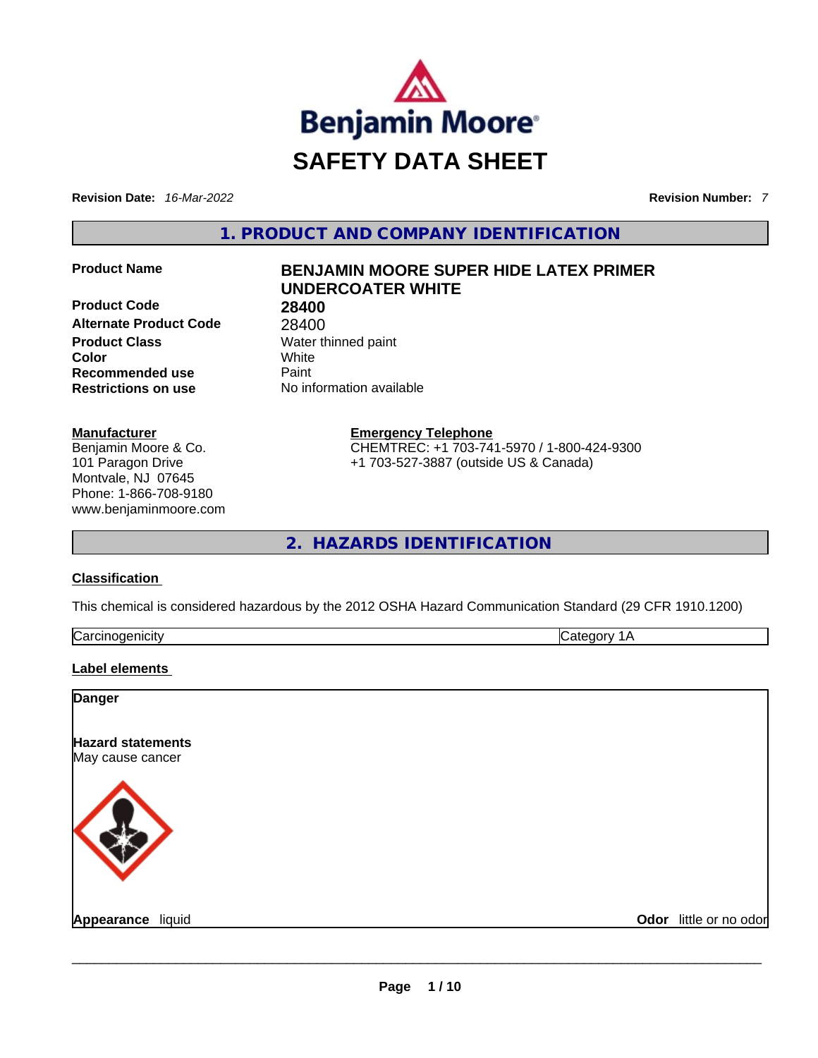# SAFETY DATA SHEET

**Revision Date:** *16-Mar-2022* **Revision Number:** *7*

## 1. PRODUCT AND COMPANY IDENTIFICATION

| | |
|---|---|
| **Product Name** | **BENJAMIN MOORE SUPER HIDE LATEX PRIMER UNDERCOATER WHITE** |
| **Product Code** | **28400** |
| **Alternate Product Code** | 28400 |
| **Product Class** | Water thinned paint |
| **Color** | White |
| **Recommended use** | Paint |
| **Restrictions on use** | No information available |

**Manufacturer**
Benjamin Moore & Co.
101 Paragon Drive
Montvale, NJ 07645
Phone: 1-866-708-9180
www.benjaminmoore.com

**Emergency Telephone**
CHEMTREC: +1 703-741-5970 / 1-800-424-9300
+1 703-527-3887 (outside US & Canada)

## 2. HAZARDS IDENTIFICATION

**Classification**

This chemical is considered hazardous by the 2012 OSHA Hazard Communication Standard (29 CFR 1910.1200)

| | |
|---|---|
| Carcinogenicity | Category 1A |

**Label elements**

**Danger**

**Hazard statements**
May cause cancer

**Appearance** liquid **Odor** little or no odor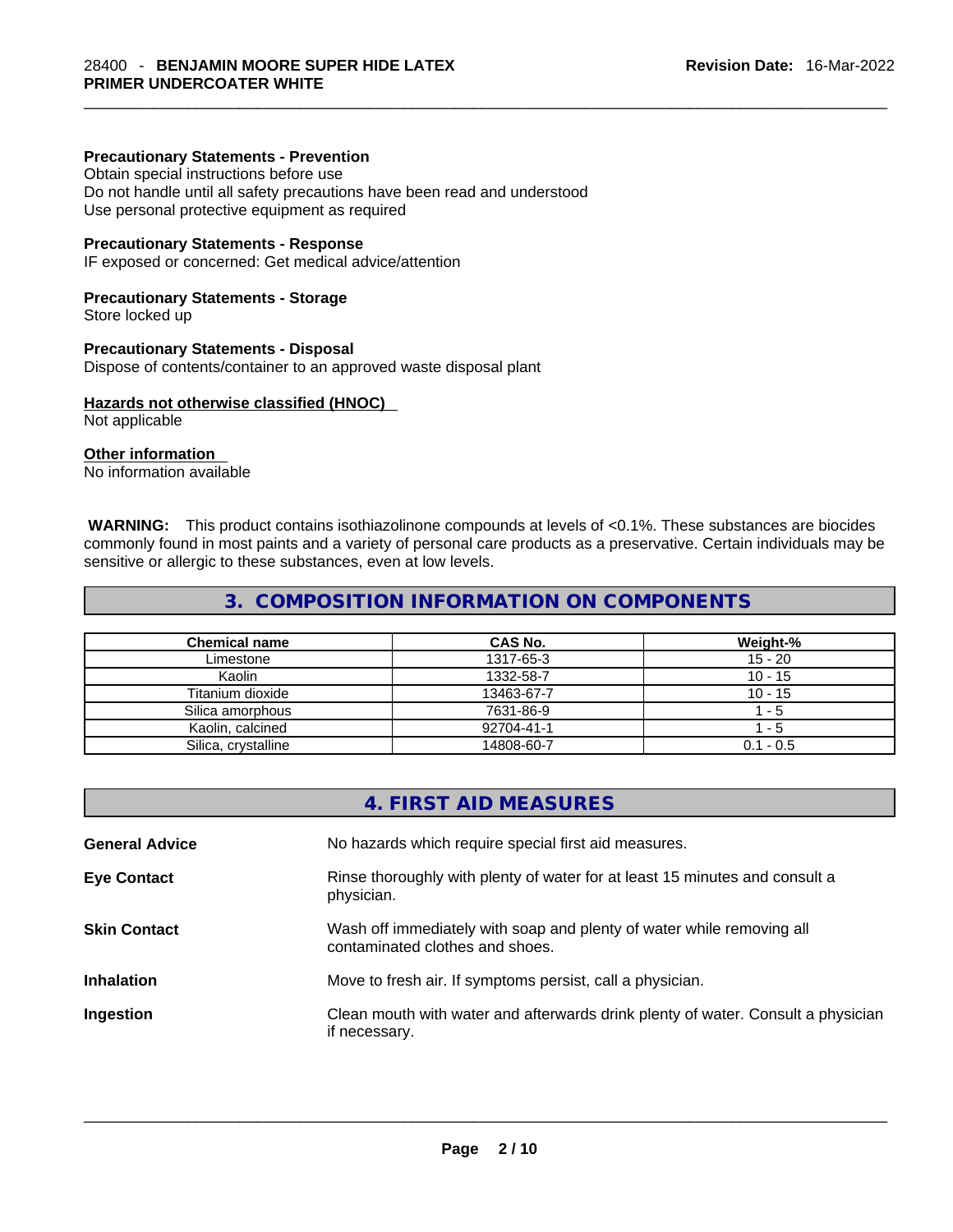**Precautionary Statements - Prevention**
Obtain special instructions before use
Do not handle until all safety precautions have been read and understood
Use personal protective equipment as required

**Precautionary Statements - Response**
IF exposed or concerned: Get medical advice/attention

**Precautionary Statements - Storage**
Store locked up

**Precautionary Statements - Disposal**
Dispose of contents/container to an approved waste disposal plant

**Hazards not otherwise classified (HNOC)**
Not applicable

**Other information**
No information available

**WARNING:** This product contains isothiazolinone compounds at levels of <0.1%. These substances are biocides commonly found in most paints and a variety of personal care products as a preservative. Certain individuals may be sensitive or allergic to these substances, even at low levels.

## 3. COMPOSITION INFORMATION ON COMPONENTS

| Chemical name | CAS No. | Weight-% |
|---|---|---|
| Limestone | 1317-65-3 | 15 - 20 |
| Kaolin | 1332-58-7 | 10 - 15 |
| Titanium dioxide | 13463-67-7 | 10 - 15 |
| Silica amorphous | 7631-86-9 | 1 - 5 |
| Kaolin, calcined | 92704-41-1 | 1 - 5 |
| Silica, crystalline | 14808-60-7 | 0.1 - 0.5 |

## 4. FIRST AID MEASURES

**General Advice** No hazards which require special first aid measures.

**Eye Contact** Rinse thoroughly with plenty of water for at least 15 minutes and consult a physician.

**Skin Contact** Wash off immediately with soap and plenty of water while removing all contaminated clothes and shoes.

**Inhalation** Move to fresh air. If symptoms persist, call a physician.

**Ingestion** Clean mouth with water and afterwards drink plenty of water. Consult a physician if necessary.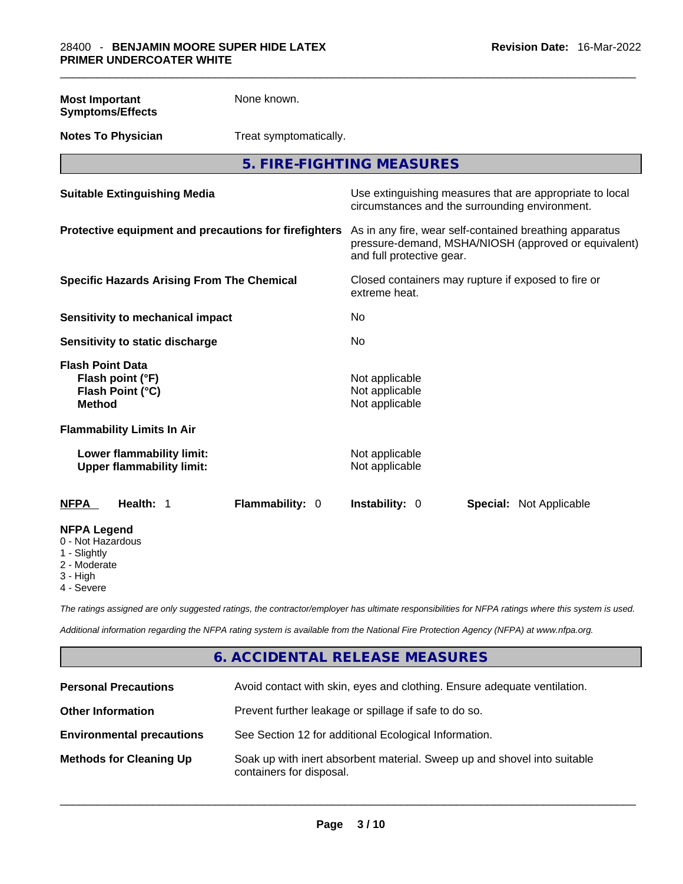**Most Important Symptoms/Effects** None known.

**Notes To Physician** Treat symptomatically.

## 5. FIRE-FIGHTING MEASURES

| | |
|---|---|
| **Suitable Extinguishing Media** | Use extinguishing measures that are appropriate to local circumstances and the surrounding environment. |
| **Protective equipment and precautions for firefighters** | As in any fire, wear self-contained breathing apparatus pressure-demand, MSHA/NIOSH (approved or equivalent) and full protective gear. |
| **Specific Hazards Arising From The Chemical** | Closed containers may rupture if exposed to fire or extreme heat. |
| **Sensitivity to mechanical impact** | No |
| **Sensitivity to static discharge** | No |
| **Flash Point Data** | |
| **Flash point (°F)** | Not applicable |
| **Flash Point (°C)** | Not applicable |
| **Method** | Not applicable |
| **Flammability Limits In Air** | |
| **Lower flammability limit:** | Not applicable |
| **Upper flammability limit:** | Not applicable |

| **NFPA** | **Health:** 1 | **Flammability:** 0 | **Instability:** 0 | **Special:** Not Applicable |
|---|---|---|---|---|

**NFPA Legend**
0 - Not Hazardous
1 - Slightly
2 - Moderate
3 - High
4 - Severe

*The ratings assigned are only suggested ratings, the contractor/employer has ultimate responsibilities for NFPA ratings where this system is used.*

*Additional information regarding the NFPA rating system is available from the National Fire Protection Agency (NFPA) at www.nfpa.org.*

## 6. ACCIDENTAL RELEASE MEASURES

| | |
|---|---|
| **Personal Precautions** | Avoid contact with skin, eyes and clothing. Ensure adequate ventilation. |
| **Other Information** | Prevent further leakage or spillage if safe to do so. |
| **Environmental precautions** | See Section 12 for additional Ecological Information. |
| **Methods for Cleaning Up** | Soak up with inert absorbent material. Sweep up and shovel into suitable containers for disposal. |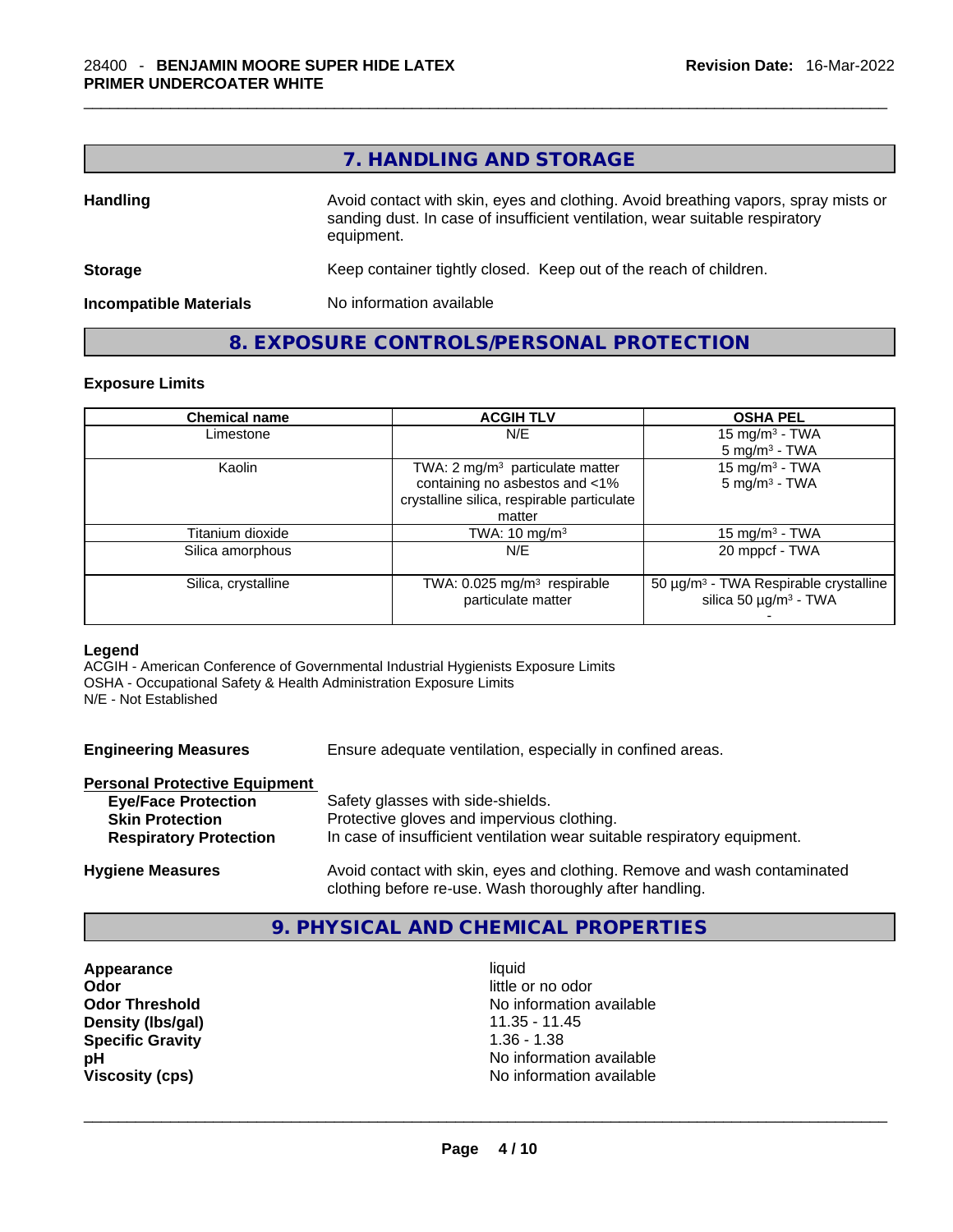## 7. HANDLING AND STORAGE

**Handling** — Avoid contact with skin, eyes and clothing. Avoid breathing vapors, spray mists or sanding dust. In case of insufficient ventilation, wear suitable respiratory equipment.

**Storage** — Keep container tightly closed. Keep out of the reach of children.

**Incompatible Materials** — No information available

## 8. EXPOSURE CONTROLS/PERSONAL PROTECTION

### Exposure Limits

| Chemical name | ACGIH TLV | OSHA PEL |
|---|---|---|
| Limestone | N/E | 15 mg/m³ - TWA<br>5 mg/m³ - TWA |
| Kaolin | TWA: 2 mg/m³ particulate matter containing no asbestos and <1% crystalline silica, respirable particulate matter | 15 mg/m³ - TWA<br>5 mg/m³ - TWA |
| Titanium dioxide | TWA: 10 mg/m³ | 15 mg/m³ - TWA |
| Silica amorphous | N/E | 20 mppcf - TWA |
| Silica, crystalline | TWA: 0.025 mg/m³ respirable particulate matter | 50 µg/m³ - TWA Respirable crystalline silica 50 µg/m³ - TWA<br>- |

**Legend**
ACGIH - American Conference of Governmental Industrial Hygienists Exposure Limits
OSHA - Occupational Safety & Health Administration Exposure Limits
N/E - Not Established

**Engineering Measures** — Ensure adequate ventilation, especially in confined areas.

**Personal Protective Equipment**
- **Eye/Face Protection** — Safety glasses with side-shields.
- **Skin Protection** — Protective gloves and impervious clothing.
- **Respiratory Protection** — In case of insufficient ventilation wear suitable respiratory equipment.

**Hygiene Measures** — Avoid contact with skin, eyes and clothing. Remove and wash contaminated clothing before re-use. Wash thoroughly after handling.

## 9. PHYSICAL AND CHEMICAL PROPERTIES

| | |
|---|---|
| **Appearance** | liquid |
| **Odor** | little or no odor |
| **Odor Threshold** | No information available |
| **Density (lbs/gal)** | 11.35 - 11.45 |
| **Specific Gravity** | 1.36 - 1.38 |
| **pH** | No information available |
| **Viscosity (cps)** | No information available |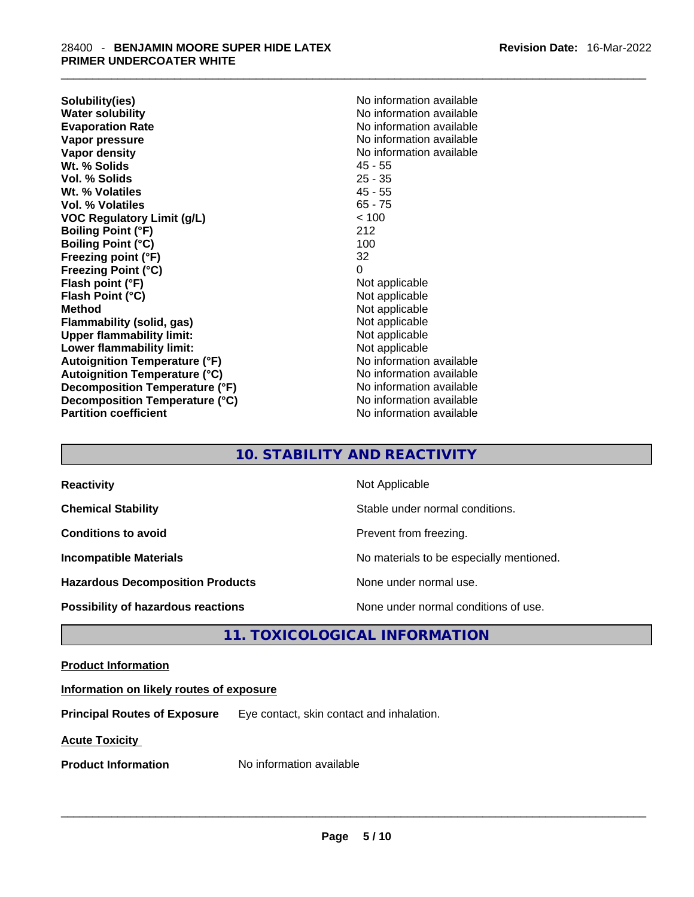| | |
|---|---|
| **Solubility(ies)** | No information available |
| **Water solubility** | No information available |
| **Evaporation Rate** | No information available |
| **Vapor pressure** | No information available |
| **Vapor density** | No information available |
| **Wt. % Solids** | 45 - 55 |
| **Vol. % Solids** | 25 - 35 |
| **Wt. % Volatiles** | 45 - 55 |
| **Vol. % Volatiles** | 65 - 75 |
| **VOC Regulatory Limit (g/L)** | < 100 |
| **Boiling Point (°F)** | 212 |
| **Boiling Point (°C)** | 100 |
| **Freezing point (°F)** | 32 |
| **Freezing Point (°C)** | 0 |
| **Flash point (°F)** | Not applicable |
| **Flash Point (°C)** | Not applicable |
| **Method** | Not applicable |
| **Flammability (solid, gas)** | Not applicable |
| **Upper flammability limit:** | Not applicable |
| **Lower flammability limit:** | Not applicable |
| **Autoignition Temperature (°F)** | No information available |
| **Autoignition Temperature (°C)** | No information available |
| **Decomposition Temperature (°F)** | No information available |
| **Decomposition Temperature (°C)** | No information available |
| **Partition coefficient** | No information available |

## 10. STABILITY AND REACTIVITY

| | |
|---|---|
| **Reactivity** | Not Applicable |
| **Chemical Stability** | Stable under normal conditions. |
| **Conditions to avoid** | Prevent from freezing. |
| **Incompatible Materials** | No materials to be especially mentioned. |
| **Hazardous Decomposition Products** | None under normal use. |
| **Possibility of hazardous reactions** | None under normal conditions of use. |

## 11. TOXICOLOGICAL INFORMATION

**Product Information**

**Information on likely routes of exposure**

**Principal Routes of Exposure** Eye contact, skin contact and inhalation.

**Acute Toxicity**

**Product Information** No information available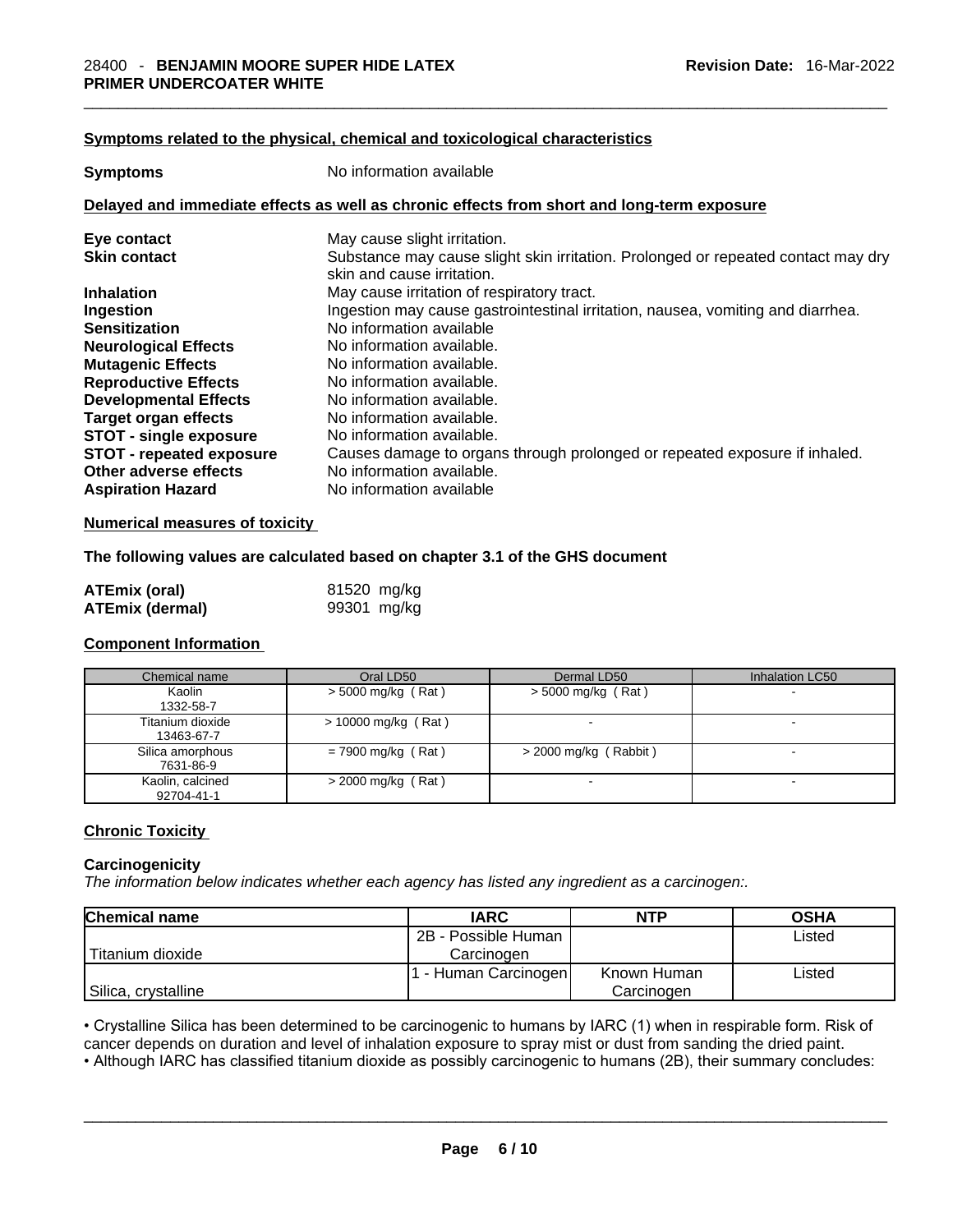#### Symptoms related to the physical, chemical and toxicological characteristics

**Symptoms** No information available

#### Delayed and immediate effects as well as chronic effects from short and long-term exposure

| | |
|---|---|
| **Eye contact** | May cause slight irritation. |
| **Skin contact** | Substance may cause slight skin irritation. Prolonged or repeated contact may dry skin and cause irritation. |
| **Inhalation** | May cause irritation of respiratory tract. |
| **Ingestion** | Ingestion may cause gastrointestinal irritation, nausea, vomiting and diarrhea. |
| **Sensitization** | No information available |
| **Neurological Effects** | No information available. |
| **Mutagenic Effects** | No information available. |
| **Reproductive Effects** | No information available. |
| **Developmental Effects** | No information available. |
| **Target organ effects** | No information available. |
| **STOT - single exposure** | No information available. |
| **STOT - repeated exposure** | Causes damage to organs through prolonged or repeated exposure if inhaled. |
| **Other adverse effects** | No information available. |
| **Aspiration Hazard** | No information available |

#### Numerical measures of toxicity

**The following values are calculated based on chapter 3.1 of the GHS document**

| | |
|---|---|
| **ATEmix (oral)** | 81520 mg/kg |
| **ATEmix (dermal)** | 99301 mg/kg |

#### Component Information

| Chemical name | Oral LD50 | Dermal LD50 | Inhalation LC50 |
|---|---|---|---|
| Kaolin<br>1332-58-7 | > 5000 mg/kg ( Rat ) | > 5000 mg/kg ( Rat ) | - |
| Titanium dioxide<br>13463-67-7 | > 10000 mg/kg ( Rat ) | - | - |
| Silica amorphous<br>7631-86-9 | = 7900 mg/kg ( Rat ) | > 2000 mg/kg ( Rabbit ) | - |
| Kaolin, calcined<br>92704-41-1 | > 2000 mg/kg ( Rat ) | - | - |

#### Chronic Toxicity

**Carcinogenicity**

*The information below indicates whether each agency has listed any ingredient as a carcinogen:.*

| Chemical name | IARC | NTP | OSHA |
|---|---|---|---|
| Titanium dioxide | 2B - Possible Human Carcinogen | | Listed |
| Silica, crystalline | 1 - Human Carcinogen | Known Human Carcinogen | Listed |

• Crystalline Silica has been determined to be carcinogenic to humans by IARC (1) when in respirable form. Risk of cancer depends on duration and level of inhalation exposure to spray mist or dust from sanding the dried paint.
• Although IARC has classified titanium dioxide as possibly carcinogenic to humans (2B), their summary concludes: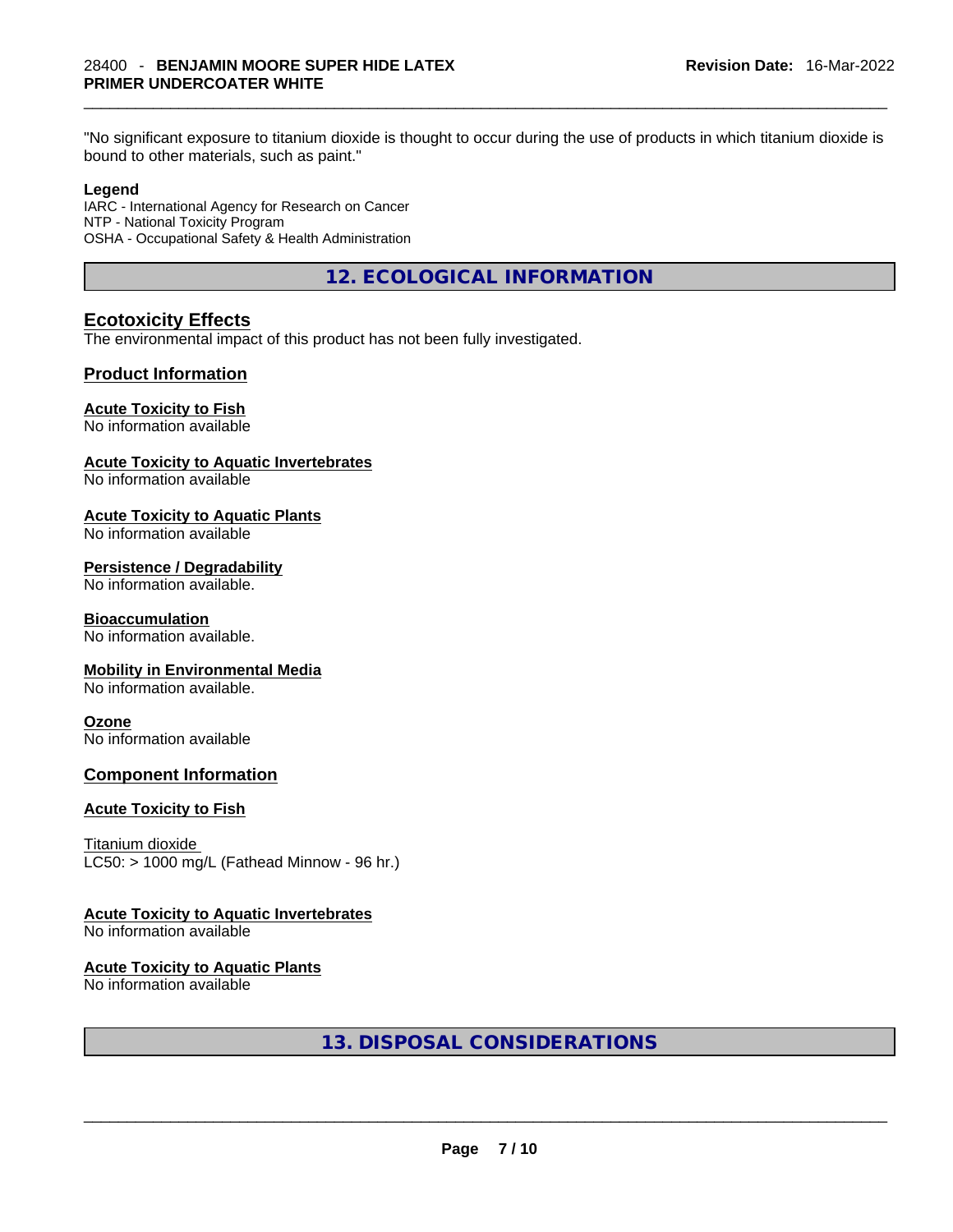"No significant exposure to titanium dioxide is thought to occur during the use of products in which titanium dioxide is bound to other materials, such as paint."

**Legend**
IARC - International Agency for Research on Cancer
NTP - National Toxicity Program
OSHA - Occupational Safety & Health Administration

## 12. ECOLOGICAL INFORMATION

### Ecotoxicity Effects

The environmental impact of this product has not been fully investigated.

### Product Information

**Acute Toxicity to Fish**
No information available

**Acute Toxicity to Aquatic Invertebrates**
No information available

**Acute Toxicity to Aquatic Plants**
No information available

**Persistence / Degradability**
No information available.

**Bioaccumulation**
No information available.

**Mobility in Environmental Media**
No information available.

**Ozone**
No information available

### Component Information

**Acute Toxicity to Fish**

Titanium dioxide
LC50: > 1000 mg/L (Fathead Minnow - 96 hr.)

**Acute Toxicity to Aquatic Invertebrates**
No information available

**Acute Toxicity to Aquatic Plants**
No information available

## 13. DISPOSAL CONSIDERATIONS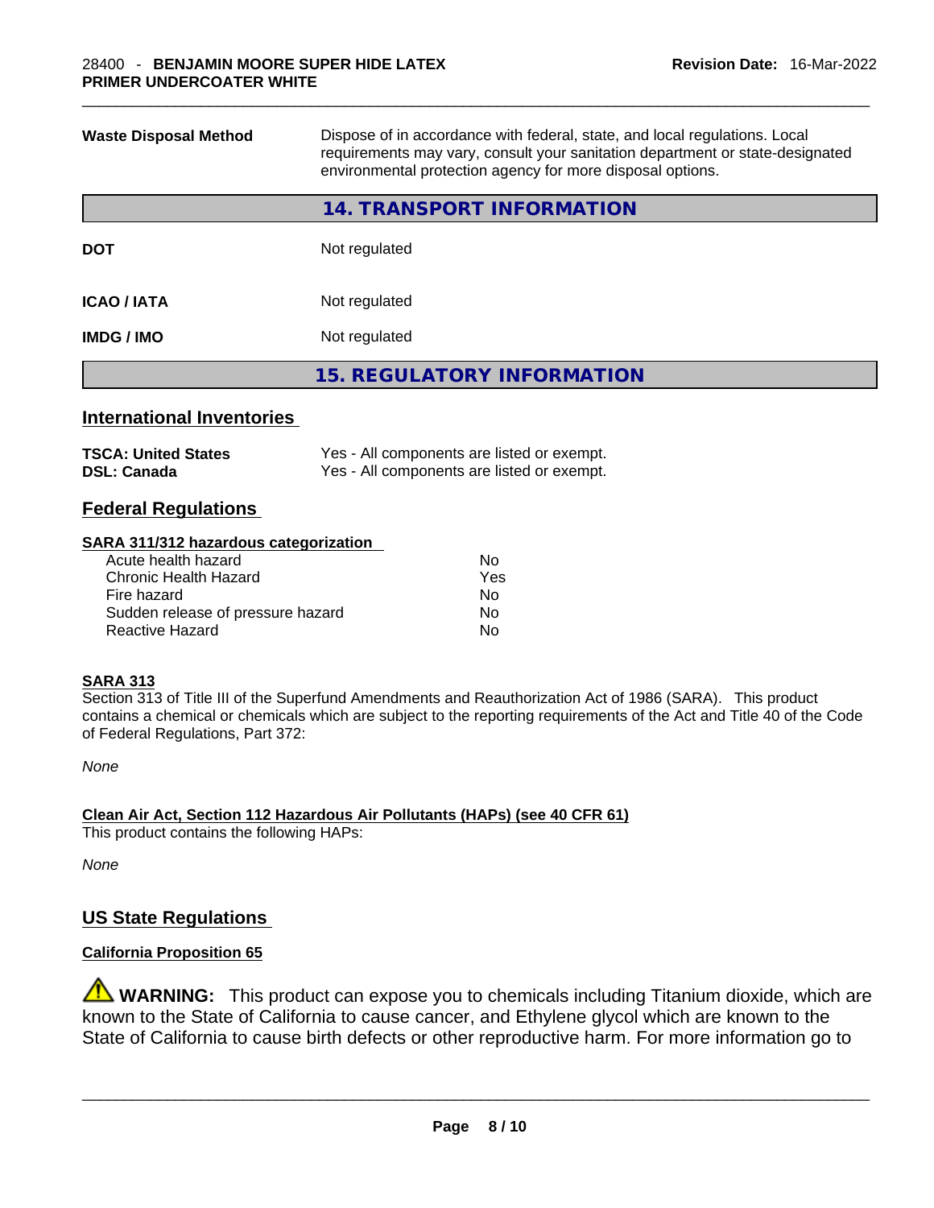| | |
|---|---|
| **Waste Disposal Method** | Dispose of in accordance with federal, state, and local regulations. Local requirements may vary, consult your sanitation department or state-designated environmental protection agency for more disposal options. |

## 14. TRANSPORT INFORMATION

| | |
|---|---|
| **DOT** | Not regulated |
| **ICAO / IATA** | Not regulated |
| **IMDG / IMO** | Not regulated |

## 15. REGULATORY INFORMATION

### International Inventories

| | |
|---|---|
| **TSCA: United States** | Yes - All components are listed or exempt. |
| **DSL: Canada** | Yes - All components are listed or exempt. |

### Federal Regulations

**SARA 311/312 hazardous categorization**

| | |
|---|---|
| Acute health hazard | No |
| Chronic Health Hazard | Yes |
| Fire hazard | No |
| Sudden release of pressure hazard | No |
| Reactive Hazard | No |

**SARA 313**

Section 313 of Title III of the Superfund Amendments and Reauthorization Act of 1986 (SARA). This product contains a chemical or chemicals which are subject to the reporting requirements of the Act and Title 40 of the Code of Federal Regulations, Part 372:

*None*

**Clean Air Act, Section 112 Hazardous Air Pollutants (HAPs) (see 40 CFR 61)**

This product contains the following HAPs:

*None*

### US State Regulations

**California Proposition 65**

⚠ **WARNING:** This product can expose you to chemicals including Titanium dioxide, which are known to the State of California to cause cancer, and Ethylene glycol which are known to the State of California to cause birth defects or other reproductive harm. For more information go to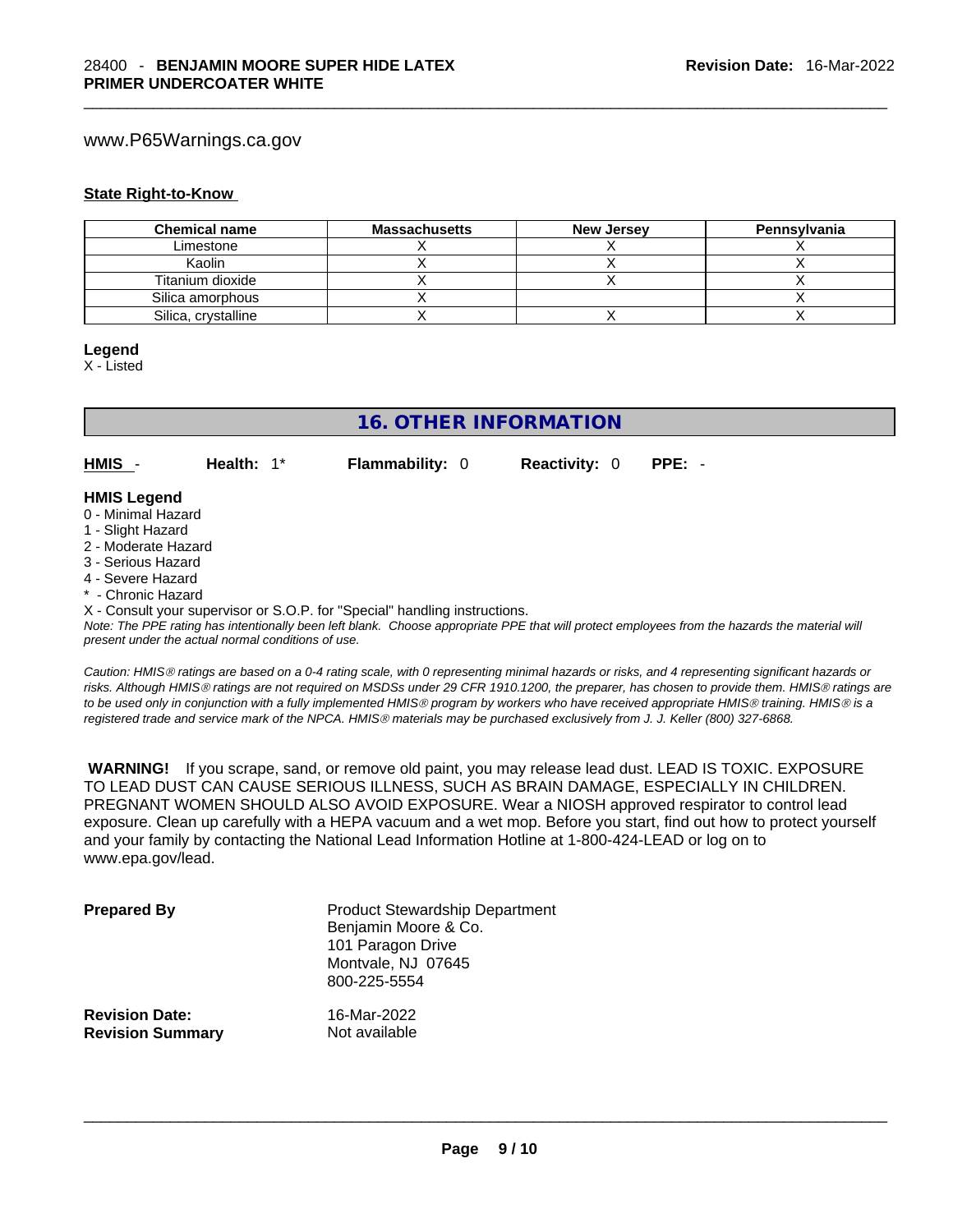www.P65Warnings.ca.gov

**State Right-to-Know**

| Chemical name | Massachusetts | New Jersey | Pennsylvania |
|---|---|---|---|
| Limestone | X | X | X |
| Kaolin | X | X | X |
| Titanium dioxide | X | X | X |
| Silica amorphous | X | | X |
| Silica, crystalline | X | X | X |

**Legend**
X - Listed

## 16. OTHER INFORMATION

**HMIS** - **Health:** 1* **Flammability:** 0 **Reactivity:** 0 **PPE:** -

**HMIS Legend**
0 - Minimal Hazard
1 - Slight Hazard
2 - Moderate Hazard
3 - Serious Hazard
4 - Severe Hazard
* - Chronic Hazard
X - Consult your supervisor or S.O.P. for "Special" handling instructions.

*Note: The PPE rating has intentionally been left blank. Choose appropriate PPE that will protect employees from the hazards the material will present under the actual normal conditions of use.*

*Caution: HMIS® ratings are based on a 0-4 rating scale, with 0 representing minimal hazards or risks, and 4 representing significant hazards or risks. Although HMIS® ratings are not required on MSDSs under 29 CFR 1910.1200, the preparer, has chosen to provide them. HMIS® ratings are to be used only in conjunction with a fully implemented HMIS® program by workers who have received appropriate HMIS® training. HMIS® is a registered trade and service mark of the NPCA. HMIS® materials may be purchased exclusively from J. J. Keller (800) 327-6868.*

**WARNING!** If you scrape, sand, or remove old paint, you may release lead dust. LEAD IS TOXIC. EXPOSURE TO LEAD DUST CAN CAUSE SERIOUS ILLNESS, SUCH AS BRAIN DAMAGE, ESPECIALLY IN CHILDREN. PREGNANT WOMEN SHOULD ALSO AVOID EXPOSURE. Wear a NIOSH approved respirator to control lead exposure. Clean up carefully with a HEPA vacuum and a wet mop. Before you start, find out how to protect yourself and your family by contacting the National Lead Information Hotline at 1-800-424-LEAD or log on to www.epa.gov/lead.

**Prepared By**
Product Stewardship Department
Benjamin Moore & Co.
101 Paragon Drive
Montvale, NJ 07645
800-225-5554

**Revision Date:** 16-Mar-2022
**Revision Summary** Not available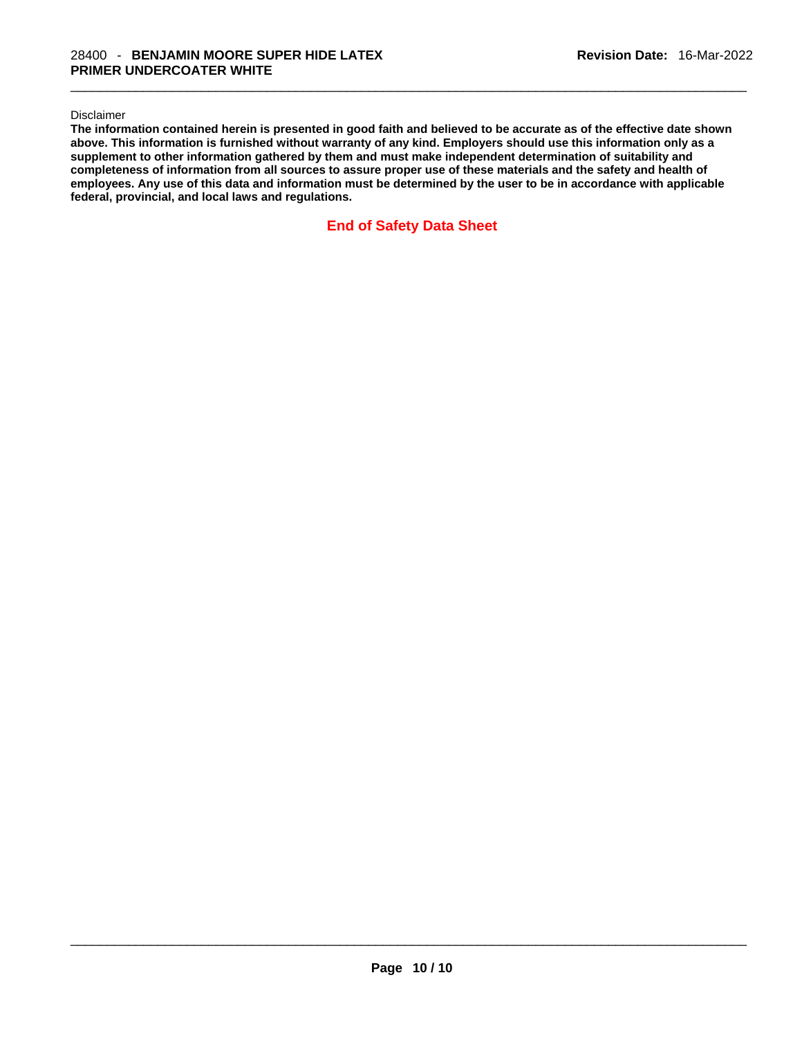Disclaimer

**The information contained herein is presented in good faith and believed to be accurate as of the effective date shown above. This information is furnished without warranty of any kind. Employers should use this information only as a supplement to other information gathered by them and must make independent determination of suitability and completeness of information from all sources to assure proper use of these materials and the safety and health of employees. Any use of this data and information must be determined by the user to be in accordance with applicable federal, provincial, and local laws and regulations.**

**End of Safety Data Sheet**